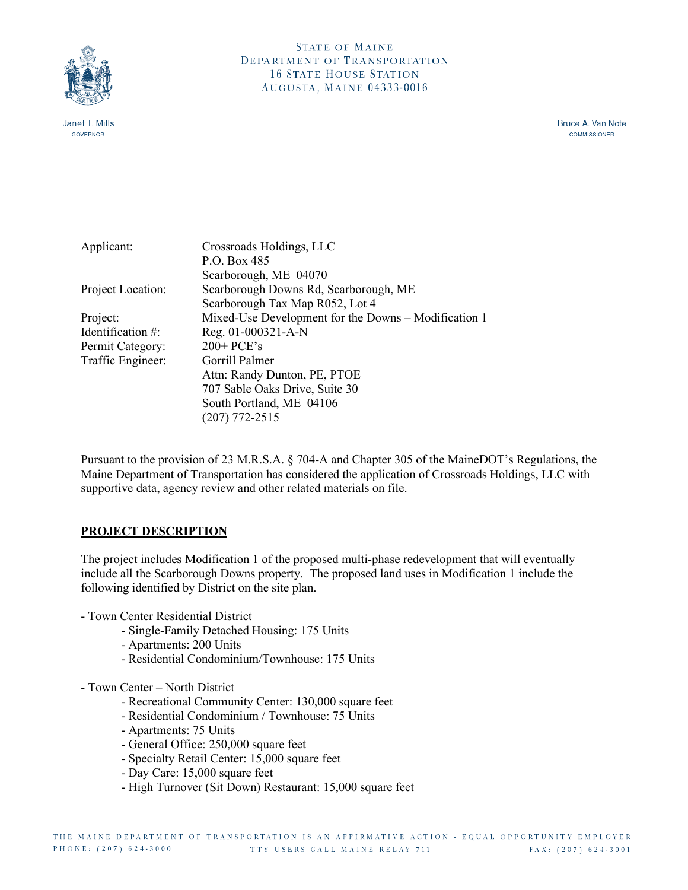STATE OF MAINE
DEPARTMENT OF TRANSPORTATION
16 STATE HOUSE STATION
AUGUSTA, MAINE 04333-0016

Janet T. Mills
GOVERNOR

Bruce A. Van Note
COMMISSIONER

| | |
|---|---|
| Applicant: | Crossroads Holdings, LLC<br>P.O. Box 485<br>Scarborough, ME 04070 |
| Project Location: | Scarborough Downs Rd, Scarborough, ME<br>Scarborough Tax Map R052, Lot 4 |
| Project: | Mixed-Use Development for the Downs – Modification 1 |
| Identification #: | Reg. 01-000321-A-N |
| Permit Category: | 200+ PCE's |
| Traffic Engineer: | Gorrill Palmer<br>Attn: Randy Dunton, PE, PTOE<br>707 Sable Oaks Drive, Suite 30<br>South Portland, ME 04106<br>(207) 772-2515 |

Pursuant to the provision of 23 M.R.S.A. § 704-A and Chapter 305 of the MaineDOT's Regulations, the Maine Department of Transportation has considered the application of Crossroads Holdings, LLC with supportive data, agency review and other related materials on file.

## PROJECT DESCRIPTION

The project includes Modification 1 of the proposed multi-phase redevelopment that will eventually include all the Scarborough Downs property. The proposed land uses in Modification 1 include the following identified by District on the site plan.

- Town Center Residential District
    - Single-Family Detached Housing: 175 Units
    - Apartments: 200 Units
    - Residential Condominium/Townhouse: 175 Units

- Town Center – North District
    - Recreational Community Center: 130,000 square feet
    - Residential Condominium / Townhouse: 75 Units
    - Apartments: 75 Units
    - General Office: 250,000 square feet
    - Specialty Retail Center: 15,000 square feet
    - Day Care: 15,000 square feet
    - High Turnover (Sit Down) Restaurant: 15,000 square feet

THE MAINE DEPARTMENT OF TRANSPORTATION IS AN AFFIRMATIVE ACTION - EQUAL OPPORTUNITY EMPLOYER
PHONE: (207) 624-3000 TTY USERS CALL MAINE RELAY 711 FAX: (207) 624-3001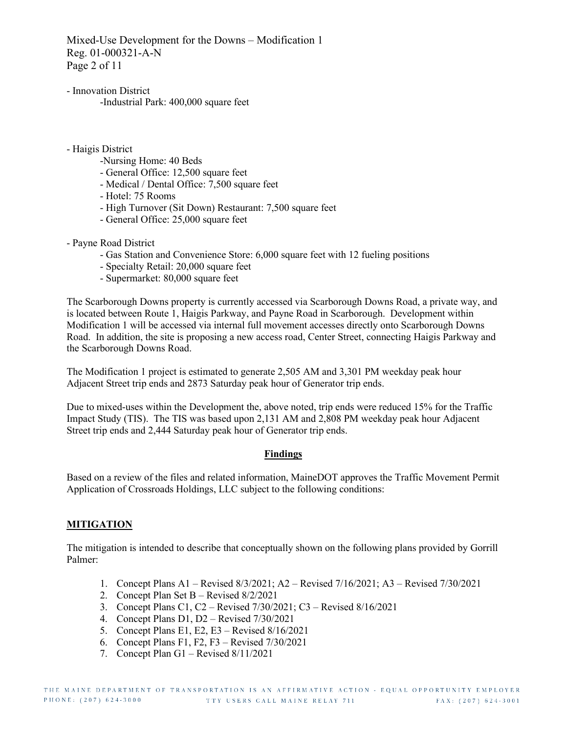- Innovation District
    - Industrial Park: 400,000 square feet

- Haigis District
    - Nursing Home: 40 Beds
    - General Office: 12,500 square feet
    - Medical / Dental Office: 7,500 square feet
    - Hotel: 75 Rooms
    - High Turnover (Sit Down) Restaurant: 7,500 square feet
    - General Office: 25,000 square feet

- Payne Road District
    - Gas Station and Convenience Store: 6,000 square feet with 12 fueling positions
    - Specialty Retail: 20,000 square feet
    - Supermarket: 80,000 square feet

The Scarborough Downs property is currently accessed via Scarborough Downs Road, a private way, and is located between Route 1, Haigis Parkway, and Payne Road in Scarborough. Development within Modification 1 will be accessed via internal full movement accesses directly onto Scarborough Downs Road. In addition, the site is proposing a new access road, Center Street, connecting Haigis Parkway and the Scarborough Downs Road.

The Modification 1 project is estimated to generate 2,505 AM and 3,301 PM weekday peak hour Adjacent Street trip ends and 2873 Saturday peak hour of Generator trip ends.

Due to mixed-uses within the Development the, above noted, trip ends were reduced 15% for the Traffic Impact Study (TIS). The TIS was based upon 2,131 AM and 2,808 PM weekday peak hour Adjacent Street trip ends and 2,444 Saturday peak hour of Generator trip ends.

## Findings

Based on a review of the files and related information, MaineDOT approves the Traffic Movement Permit Application of Crossroads Holdings, LLC subject to the following conditions:

## MITIGATION

The mitigation is intended to describe that conceptually shown on the following plans provided by Gorrill Palmer:

1. Concept Plans A1 – Revised 8/3/2021; A2 – Revised 7/16/2021; A3 – Revised 7/30/2021
2. Concept Plan Set B – Revised 8/2/2021
3. Concept Plans C1, C2 – Revised 7/30/2021; C3 – Revised 8/16/2021
4. Concept Plans D1, D2 – Revised 7/30/2021
5. Concept Plans E1, E2, E3 – Revised 8/16/2021
6. Concept Plans F1, F2, F3 – Revised 7/30/2021
7. Concept Plan G1 – Revised 8/11/2021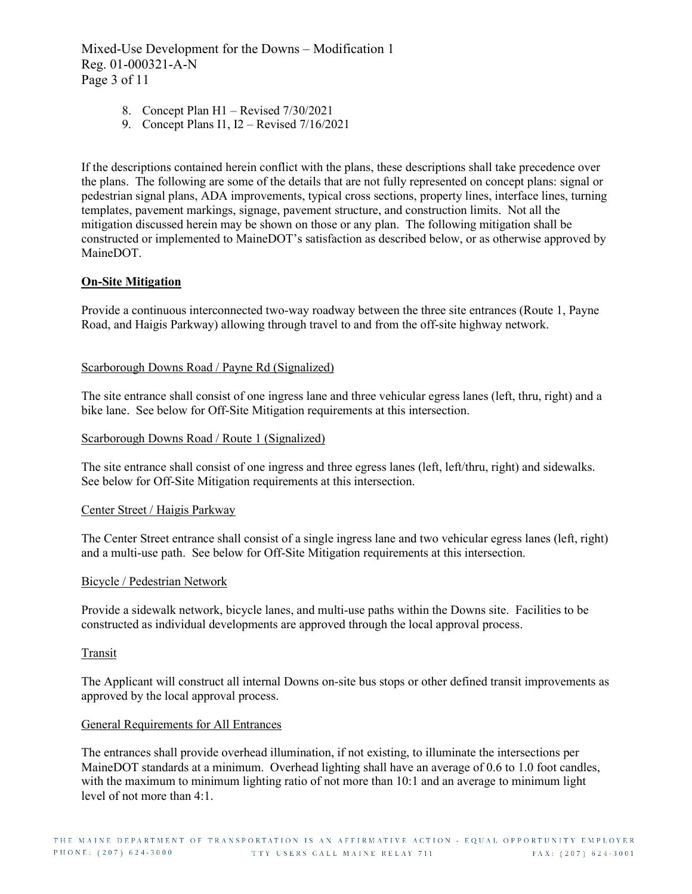8. Concept Plan H1 – Revised 7/30/2021
9. Concept Plans I1, I2 – Revised 7/16/2021

If the descriptions contained herein conflict with the plans, these descriptions shall take precedence over the plans. The following are some of the details that are not fully represented on concept plans: signal or pedestrian signal plans, ADA improvements, typical cross sections, property lines, interface lines, turning templates, pavement markings, signage, pavement structure, and construction limits. Not all the mitigation discussed herein may be shown on those or any plan. The following mitigation shall be constructed or implemented to MaineDOT's satisfaction as described below, or as otherwise approved by MaineDOT.

## On-Site Mitigation

Provide a continuous interconnected two-way roadway between the three site entrances (Route 1, Payne Road, and Haigis Parkway) allowing through travel to and from the off-site highway network.

### Scarborough Downs Road / Payne Rd (Signalized)

The site entrance shall consist of one ingress lane and three vehicular egress lanes (left, thru, right) and a bike lane. See below for Off-Site Mitigation requirements at this intersection.

### Scarborough Downs Road / Route 1 (Signalized)

The site entrance shall consist of one ingress and three egress lanes (left, left/thru, right) and sidewalks. See below for Off-Site Mitigation requirements at this intersection.

### Center Street / Haigis Parkway

The Center Street entrance shall consist of a single ingress lane and two vehicular egress lanes (left, right) and a multi-use path. See below for Off-Site Mitigation requirements at this intersection.

### Bicycle / Pedestrian Network

Provide a sidewalk network, bicycle lanes, and multi-use paths within the Downs site. Facilities to be constructed as individual developments are approved through the local approval process.

### Transit

The Applicant will construct all internal Downs on-site bus stops or other defined transit improvements as approved by the local approval process.

### General Requirements for All Entrances

The entrances shall provide overhead illumination, if not existing, to illuminate the intersections per MaineDOT standards at a minimum. Overhead lighting shall have an average of 0.6 to 1.0 foot candles, with the maximum to minimum lighting ratio of not more than 10:1 and an average to minimum light level of not more than 4:1.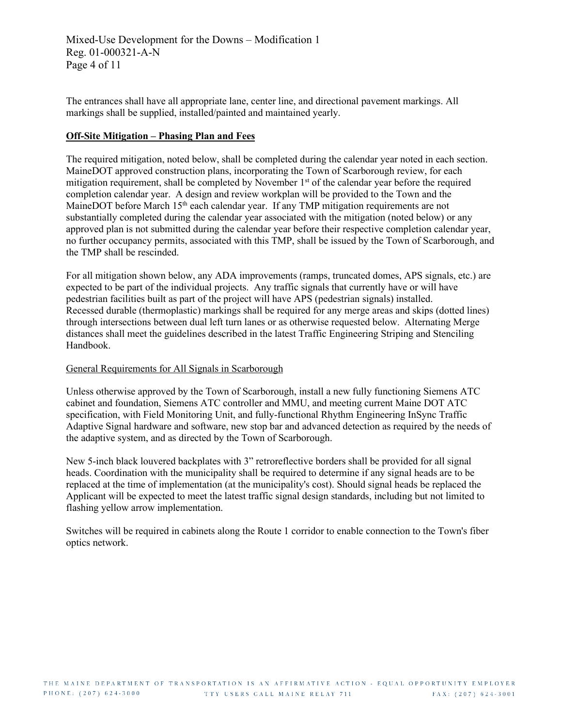The entrances shall have all appropriate lane, center line, and directional pavement markings. All markings shall be supplied, installed/painted and maintained yearly.

**Off-Site Mitigation – Phasing Plan and Fees**

The required mitigation, noted below, shall be completed during the calendar year noted in each section. MaineDOT approved construction plans, incorporating the Town of Scarborough review, for each mitigation requirement, shall be completed by November 1st of the calendar year before the required completion calendar year. A design and review workplan will be provided to the Town and the MaineDOT before March 15th each calendar year. If any TMP mitigation requirements are not substantially completed during the calendar year associated with the mitigation (noted below) or any approved plan is not submitted during the calendar year before their respective completion calendar year, no further occupancy permits, associated with this TMP, shall be issued by the Town of Scarborough, and the TMP shall be rescinded.

For all mitigation shown below, any ADA improvements (ramps, truncated domes, APS signals, etc.) are expected to be part of the individual projects. Any traffic signals that currently have or will have pedestrian facilities built as part of the project will have APS (pedestrian signals) installed. Recessed durable (thermoplastic) markings shall be required for any merge areas and skips (dotted lines) through intersections between dual left turn lanes or as otherwise requested below. Alternating Merge distances shall meet the guidelines described in the latest Traffic Engineering Striping and Stenciling Handbook.

General Requirements for All Signals in Scarborough

Unless otherwise approved by the Town of Scarborough, install a new fully functioning Siemens ATC cabinet and foundation, Siemens ATC controller and MMU, and meeting current Maine DOT ATC specification, with Field Monitoring Unit, and fully-functional Rhythm Engineering InSync Traffic Adaptive Signal hardware and software, new stop bar and advanced detection as required by the needs of the adaptive system, and as directed by the Town of Scarborough.

New 5-inch black louvered backplates with 3" retroreflective borders shall be provided for all signal heads. Coordination with the municipality shall be required to determine if any signal heads are to be replaced at the time of implementation (at the municipality's cost). Should signal heads be replaced the Applicant will be expected to meet the latest traffic signal design standards, including but not limited to flashing yellow arrow implementation.

Switches will be required in cabinets along the Route 1 corridor to enable connection to the Town's fiber optics network.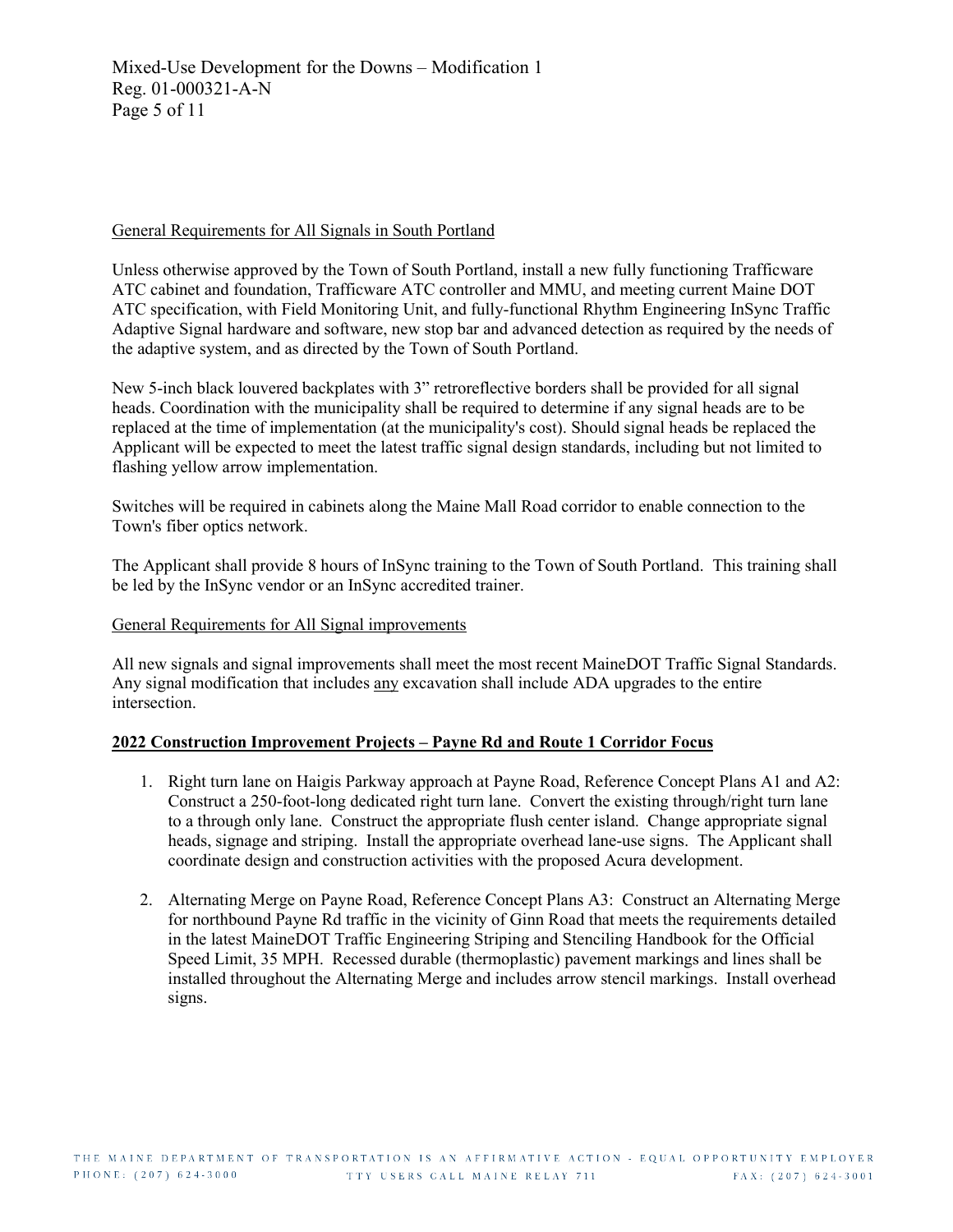General Requirements for All Signals in South Portland

Unless otherwise approved by the Town of South Portland, install a new fully functioning Trafficware ATC cabinet and foundation, Trafficware ATC controller and MMU, and meeting current Maine DOT ATC specification, with Field Monitoring Unit, and fully-functional Rhythm Engineering InSync Traffic Adaptive Signal hardware and software, new stop bar and advanced detection as required by the needs of the adaptive system, and as directed by the Town of South Portland.

New 5-inch black louvered backplates with 3" retroreflective borders shall be provided for all signal heads. Coordination with the municipality shall be required to determine if any signal heads are to be replaced at the time of implementation (at the municipality's cost). Should signal heads be replaced the Applicant will be expected to meet the latest traffic signal design standards, including but not limited to flashing yellow arrow implementation.

Switches will be required in cabinets along the Maine Mall Road corridor to enable connection to the Town's fiber optics network.

The Applicant shall provide 8 hours of InSync training to the Town of South Portland. This training shall be led by the InSync vendor or an InSync accredited trainer.

General Requirements for All Signal improvements

All new signals and signal improvements shall meet the most recent MaineDOT Traffic Signal Standards. Any signal modification that includes any excavation shall include ADA upgrades to the entire intersection.

**2022 Construction Improvement Projects – Payne Rd and Route 1 Corridor Focus**

1. Right turn lane on Haigis Parkway approach at Payne Road, Reference Concept Plans A1 and A2: Construct a 250-foot-long dedicated right turn lane. Convert the existing through/right turn lane to a through only lane. Construct the appropriate flush center island. Change appropriate signal heads, signage and striping. Install the appropriate overhead lane-use signs. The Applicant shall coordinate design and construction activities with the proposed Acura development.

2. Alternating Merge on Payne Road, Reference Concept Plans A3: Construct an Alternating Merge for northbound Payne Rd traffic in the vicinity of Ginn Road that meets the requirements detailed in the latest MaineDOT Traffic Engineering Striping and Stenciling Handbook for the Official Speed Limit, 35 MPH. Recessed durable (thermoplastic) pavement markings and lines shall be installed throughout the Alternating Merge and includes arrow stencil markings. Install overhead signs.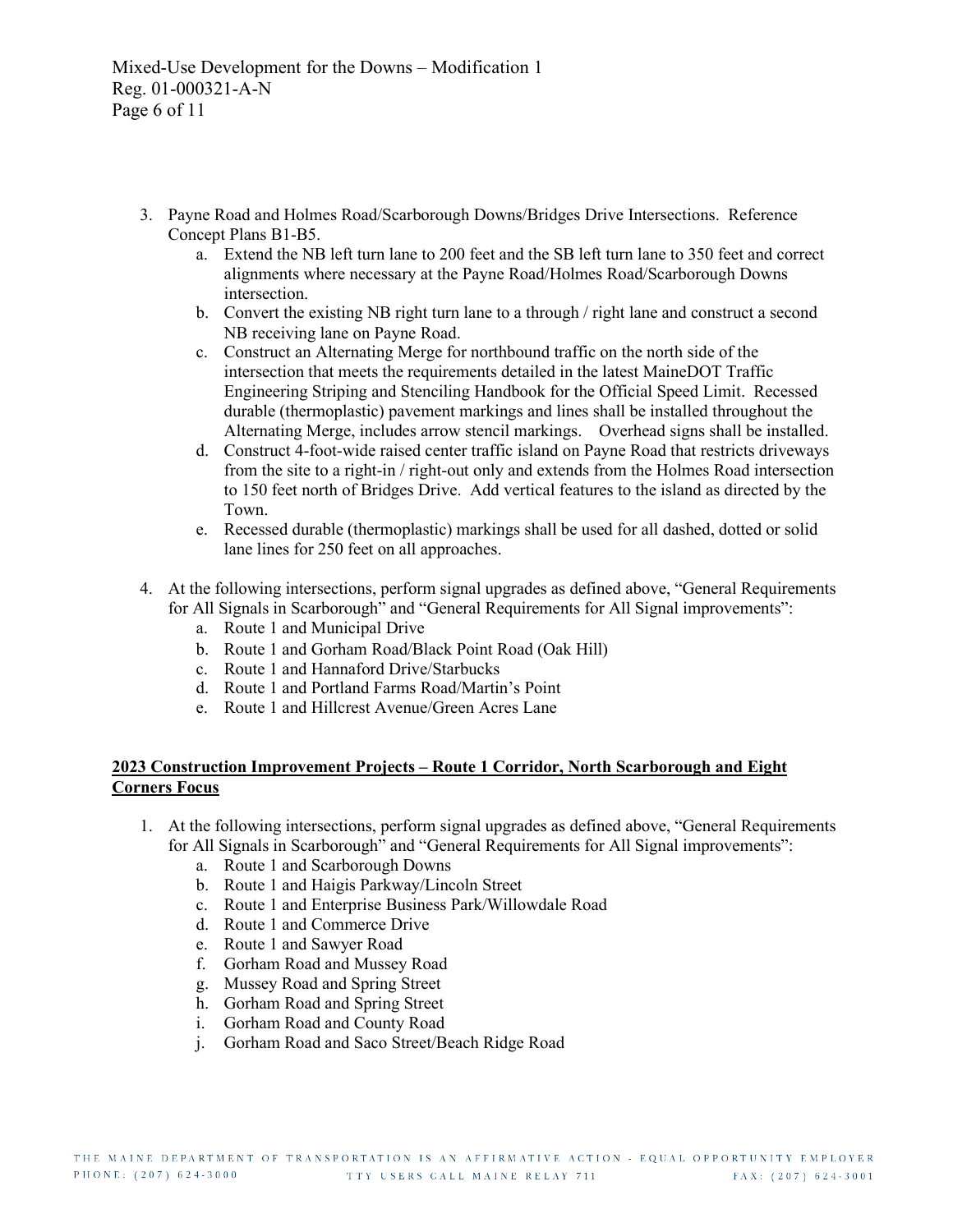3. Payne Road and Holmes Road/Scarborough Downs/Bridges Drive Intersections. Reference Concept Plans B1-B5.
   a. Extend the NB left turn lane to 200 feet and the SB left turn lane to 350 feet and correct alignments where necessary at the Payne Road/Holmes Road/Scarborough Downs intersection.
   b. Convert the existing NB right turn lane to a through / right lane and construct a second NB receiving lane on Payne Road.
   c. Construct an Alternating Merge for northbound traffic on the north side of the intersection that meets the requirements detailed in the latest MaineDOT Traffic Engineering Striping and Stenciling Handbook for the Official Speed Limit. Recessed durable (thermoplastic) pavement markings and lines shall be installed throughout the Alternating Merge, includes arrow stencil markings. Overhead signs shall be installed.
   d. Construct 4-foot-wide raised center traffic island on Payne Road that restricts driveways from the site to a right-in / right-out only and extends from the Holmes Road intersection to 150 feet north of Bridges Drive. Add vertical features to the island as directed by the Town.
   e. Recessed durable (thermoplastic) markings shall be used for all dashed, dotted or solid lane lines for 250 feet on all approaches.

4. At the following intersections, perform signal upgrades as defined above, "General Requirements for All Signals in Scarborough" and "General Requirements for All Signal improvements":
   a. Route 1 and Municipal Drive
   b. Route 1 and Gorham Road/Black Point Road (Oak Hill)
   c. Route 1 and Hannaford Drive/Starbucks
   d. Route 1 and Portland Farms Road/Martin's Point
   e. Route 1 and Hillcrest Avenue/Green Acres Lane

**2023 Construction Improvement Projects – Route 1 Corridor, North Scarborough and Eight Corners Focus**

1. At the following intersections, perform signal upgrades as defined above, "General Requirements for All Signals in Scarborough" and "General Requirements for All Signal improvements":
   a. Route 1 and Scarborough Downs
   b. Route 1 and Haigis Parkway/Lincoln Street
   c. Route 1 and Enterprise Business Park/Willowdale Road
   d. Route 1 and Commerce Drive
   e. Route 1 and Sawyer Road
   f. Gorham Road and Mussey Road
   g. Mussey Road and Spring Street
   h. Gorham Road and Spring Street
   i. Gorham Road and County Road
   j. Gorham Road and Saco Street/Beach Ridge Road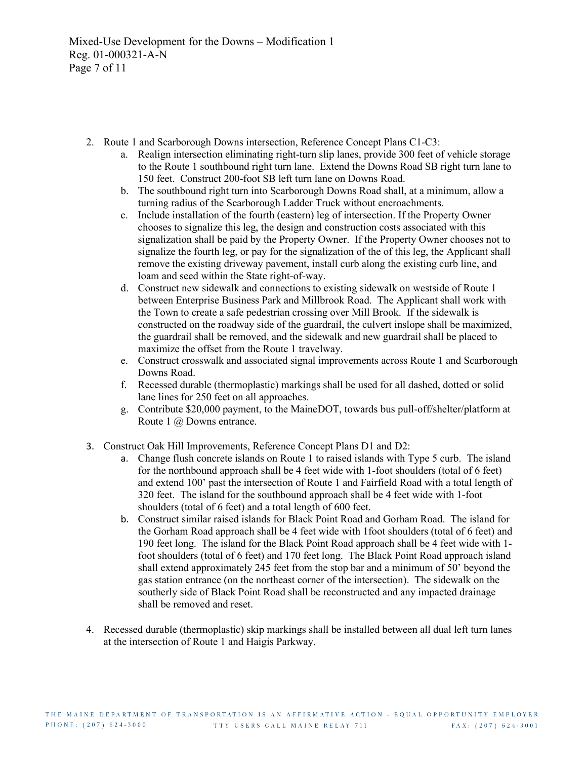2. Route 1 and Scarborough Downs intersection, Reference Concept Plans C1-C3:
   a. Realign intersection eliminating right-turn slip lanes, provide 300 feet of vehicle storage to the Route 1 southbound right turn lane. Extend the Downs Road SB right turn lane to 150 feet. Construct 200-foot SB left turn lane on Downs Road.
   b. The southbound right turn into Scarborough Downs Road shall, at a minimum, allow a turning radius of the Scarborough Ladder Truck without encroachments.
   c. Include installation of the fourth (eastern) leg of intersection. If the Property Owner chooses to signalize this leg, the design and construction costs associated with this signalization shall be paid by the Property Owner. If the Property Owner chooses not to signalize the fourth leg, or pay for the signalization of the of this leg, the Applicant shall remove the existing driveway pavement, install curb along the existing curb line, and loam and seed within the State right-of-way.
   d. Construct new sidewalk and connections to existing sidewalk on westside of Route 1 between Enterprise Business Park and Millbrook Road. The Applicant shall work with the Town to create a safe pedestrian crossing over Mill Brook. If the sidewalk is constructed on the roadway side of the guardrail, the culvert inslope shall be maximized, the guardrail shall be removed, and the sidewalk and new guardrail shall be placed to maximize the offset from the Route 1 travelway.
   e. Construct crosswalk and associated signal improvements across Route 1 and Scarborough Downs Road.
   f. Recessed durable (thermoplastic) markings shall be used for all dashed, dotted or solid lane lines for 250 feet on all approaches.
   g. Contribute $20,000 payment, to the MaineDOT, towards bus pull-off/shelter/platform at Route 1 @ Downs entrance.

3. Construct Oak Hill Improvements, Reference Concept Plans D1 and D2:
   a. Change flush concrete islands on Route 1 to raised islands with Type 5 curb. The island for the northbound approach shall be 4 feet wide with 1-foot shoulders (total of 6 feet) and extend 100' past the intersection of Route 1 and Fairfield Road with a total length of 320 feet. The island for the southbound approach shall be 4 feet wide with 1-foot shoulders (total of 6 feet) and a total length of 600 feet.
   b. Construct similar raised islands for Black Point Road and Gorham Road. The island for the Gorham Road approach shall be 4 feet wide with 1foot shoulders (total of 6 feet) and 190 feet long. The island for the Black Point Road approach shall be 4 feet wide with 1-foot shoulders (total of 6 feet) and 170 feet long. The Black Point Road approach island shall extend approximately 245 feet from the stop bar and a minimum of 50' beyond the gas station entrance (on the northeast corner of the intersection). The sidewalk on the southerly side of Black Point Road shall be reconstructed and any impacted drainage shall be removed and reset.

4. Recessed durable (thermoplastic) skip markings shall be installed between all dual left turn lanes at the intersection of Route 1 and Haigis Parkway.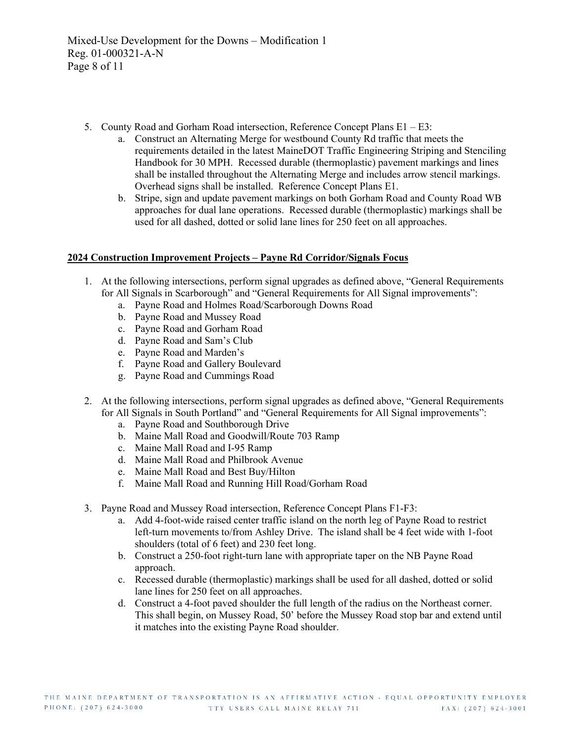5. County Road and Gorham Road intersection, Reference Concept Plans E1 – E3:
    a. Construct an Alternating Merge for westbound County Rd traffic that meets the requirements detailed in the latest MaineDOT Traffic Engineering Striping and Stenciling Handbook for 30 MPH. Recessed durable (thermoplastic) pavement markings and lines shall be installed throughout the Alternating Merge and includes arrow stencil markings. Overhead signs shall be installed. Reference Concept Plans E1.
    b. Stripe, sign and update pavement markings on both Gorham Road and County Road WB approaches for dual lane operations. Recessed durable (thermoplastic) markings shall be used for all dashed, dotted or solid lane lines for 250 feet on all approaches.

**2024 Construction Improvement Projects – Payne Rd Corridor/Signals Focus**

1. At the following intersections, perform signal upgrades as defined above, "General Requirements for All Signals in Scarborough" and "General Requirements for All Signal improvements":
    a. Payne Road and Holmes Road/Scarborough Downs Road
    b. Payne Road and Mussey Road
    c. Payne Road and Gorham Road
    d. Payne Road and Sam's Club
    e. Payne Road and Marden's
    f. Payne Road and Gallery Boulevard
    g. Payne Road and Cummings Road

2. At the following intersections, perform signal upgrades as defined above, "General Requirements for All Signals in South Portland" and "General Requirements for All Signal improvements":
    a. Payne Road and Southborough Drive
    b. Maine Mall Road and Goodwill/Route 703 Ramp
    c. Maine Mall Road and I-95 Ramp
    d. Maine Mall Road and Philbrook Avenue
    e. Maine Mall Road and Best Buy/Hilton
    f. Maine Mall Road and Running Hill Road/Gorham Road

3. Payne Road and Mussey Road intersection, Reference Concept Plans F1-F3:
    a. Add 4-foot-wide raised center traffic island on the north leg of Payne Road to restrict left-turn movements to/from Ashley Drive. The island shall be 4 feet wide with 1-foot shoulders (total of 6 feet) and 230 feet long.
    b. Construct a 250-foot right-turn lane with appropriate taper on the NB Payne Road approach.
    c. Recessed durable (thermoplastic) markings shall be used for all dashed, dotted or solid lane lines for 250 feet on all approaches.
    d. Construct a 4-foot paved shoulder the full length of the radius on the Northeast corner. This shall begin, on Mussey Road, 50' before the Mussey Road stop bar and extend until it matches into the existing Payne Road shoulder.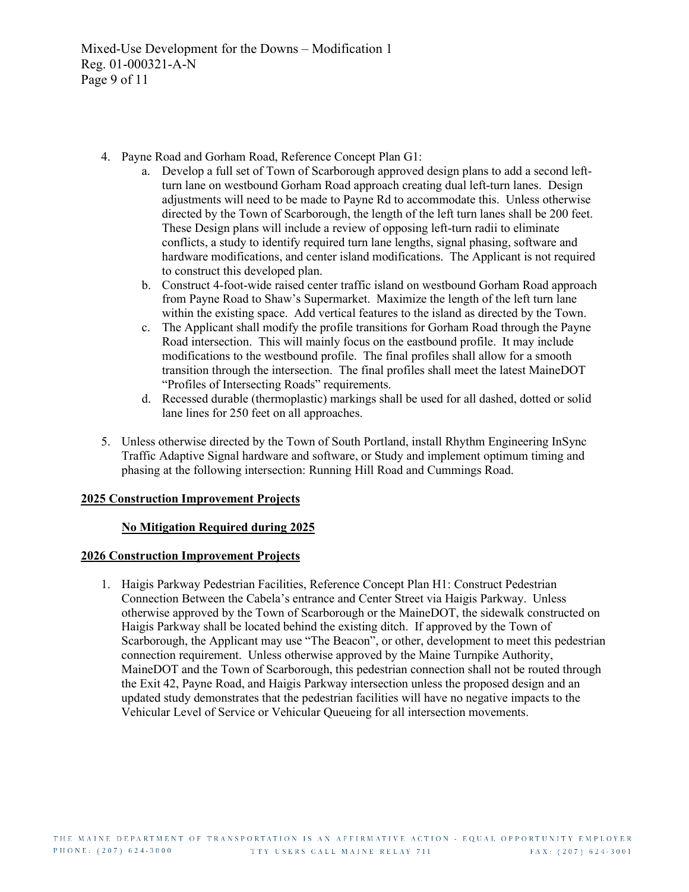4. Payne Road and Gorham Road, Reference Concept Plan G1:
    a. Develop a full set of Town of Scarborough approved design plans to add a second left-turn lane on westbound Gorham Road approach creating dual left-turn lanes. Design adjustments will need to be made to Payne Rd to accommodate this. Unless otherwise directed by the Town of Scarborough, the length of the left turn lanes shall be 200 feet. These Design plans will include a review of opposing left-turn radii to eliminate conflicts, a study to identify required turn lane lengths, signal phasing, software and hardware modifications, and center island modifications. The Applicant is not required to construct this developed plan.
    b. Construct 4-foot-wide raised center traffic island on westbound Gorham Road approach from Payne Road to Shaw's Supermarket. Maximize the length of the left turn lane within the existing space. Add vertical features to the island as directed by the Town.
    c. The Applicant shall modify the profile transitions for Gorham Road through the Payne Road intersection. This will mainly focus on the eastbound profile. It may include modifications to the westbound profile. The final profiles shall allow for a smooth transition through the intersection. The final profiles shall meet the latest MaineDOT "Profiles of Intersecting Roads" requirements.
    d. Recessed durable (thermoplastic) markings shall be used for all dashed, dotted or solid lane lines for 250 feet on all approaches.

5. Unless otherwise directed by the Town of South Portland, install Rhythm Engineering InSync Traffic Adaptive Signal hardware and software, or Study and implement optimum timing and phasing at the following intersection: Running Hill Road and Cummings Road.

**2025 Construction Improvement Projects**

**No Mitigation Required during 2025**

**2026 Construction Improvement Projects**

1. Haigis Parkway Pedestrian Facilities, Reference Concept Plan H1: Construct Pedestrian Connection Between the Cabela's entrance and Center Street via Haigis Parkway. Unless otherwise approved by the Town of Scarborough or the MaineDOT, the sidewalk constructed on Haigis Parkway shall be located behind the existing ditch. If approved by the Town of Scarborough, the Applicant may use "The Beacon", or other, development to meet this pedestrian connection requirement. Unless otherwise approved by the Maine Turnpike Authority, MaineDOT and the Town of Scarborough, this pedestrian connection shall not be routed through the Exit 42, Payne Road, and Haigis Parkway intersection unless the proposed design and an updated study demonstrates that the pedestrian facilities will have no negative impacts to the Vehicular Level of Service or Vehicular Queueing for all intersection movements.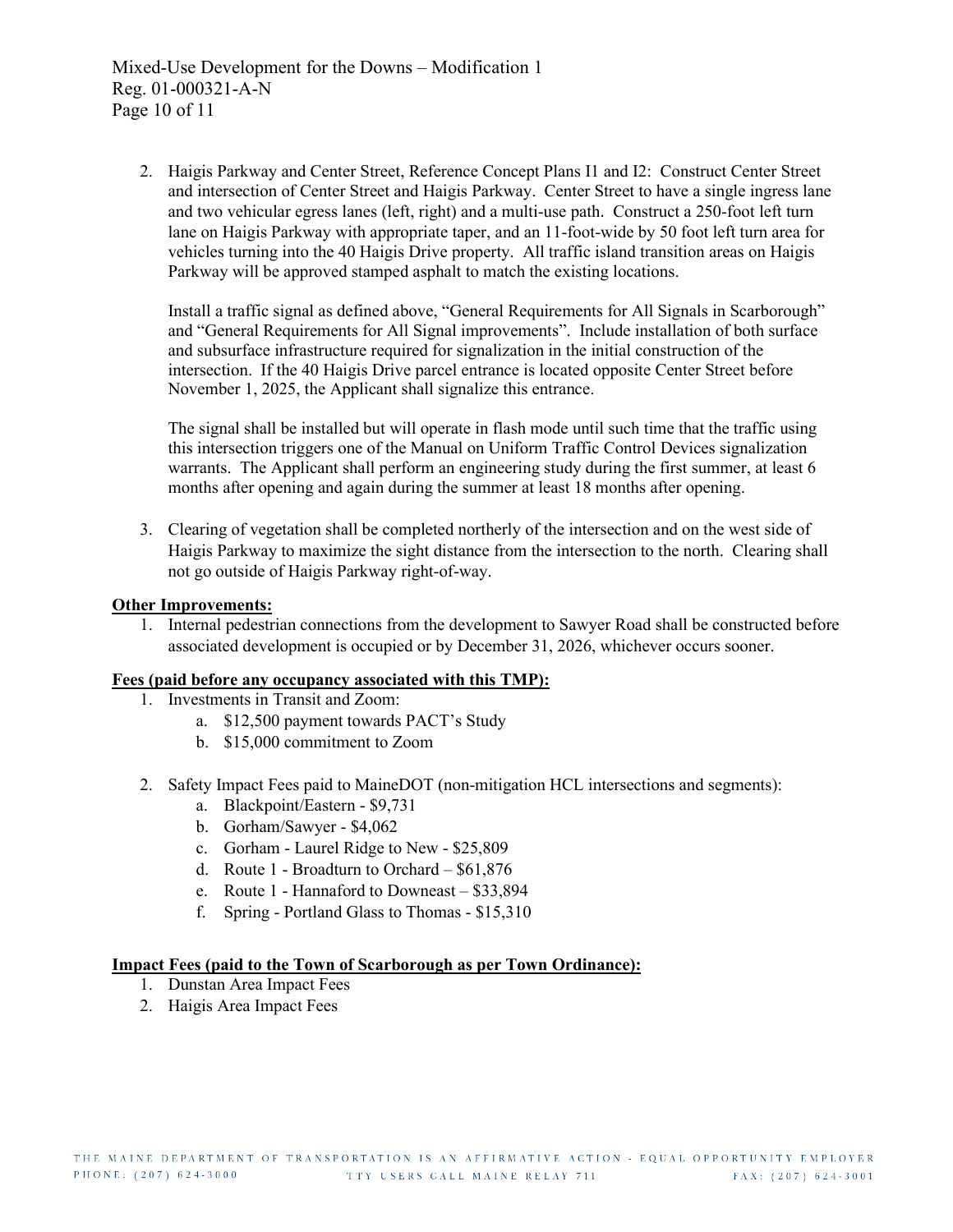2. Haigis Parkway and Center Street, Reference Concept Plans I1 and I2: Construct Center Street and intersection of Center Street and Haigis Parkway. Center Street to have a single ingress lane and two vehicular egress lanes (left, right) and a multi-use path. Construct a 250-foot left turn lane on Haigis Parkway with appropriate taper, and an 11-foot-wide by 50 foot left turn area for vehicles turning into the 40 Haigis Drive property. All traffic island transition areas on Haigis Parkway will be approved stamped asphalt to match the existing locations.

   Install a traffic signal as defined above, "General Requirements for All Signals in Scarborough" and "General Requirements for All Signal improvements". Include installation of both surface and subsurface infrastructure required for signalization in the initial construction of the intersection. If the 40 Haigis Drive parcel entrance is located opposite Center Street before November 1, 2025, the Applicant shall signalize this entrance.

   The signal shall be installed but will operate in flash mode until such time that the traffic using this intersection triggers one of the Manual on Uniform Traffic Control Devices signalization warrants. The Applicant shall perform an engineering study during the first summer, at least 6 months after opening and again during the summer at least 18 months after opening.

3. Clearing of vegetation shall be completed northerly of the intersection and on the west side of Haigis Parkway to maximize the sight distance from the intersection to the north. Clearing shall not go outside of Haigis Parkway right-of-way.

**Other Improvements:**

1. Internal pedestrian connections from the development to Sawyer Road shall be constructed before associated development is occupied or by December 31, 2026, whichever occurs sooner.

**Fees (paid before any occupancy associated with this TMP):**

1. Investments in Transit and Zoom:
   a. $12,500 payment towards PACT's Study
   b. $15,000 commitment to Zoom

2. Safety Impact Fees paid to MaineDOT (non-mitigation HCL intersections and segments):
   a. Blackpoint/Eastern - $9,731
   b. Gorham/Sawyer - $4,062
   c. Gorham - Laurel Ridge to New - $25,809
   d. Route 1 - Broadturn to Orchard – $61,876
   e. Route 1 - Hannaford to Downeast – $33,894
   f. Spring - Portland Glass to Thomas - $15,310

**Impact Fees (paid to the Town of Scarborough as per Town Ordinance):**

1. Dunstan Area Impact Fees
2. Haigis Area Impact Fees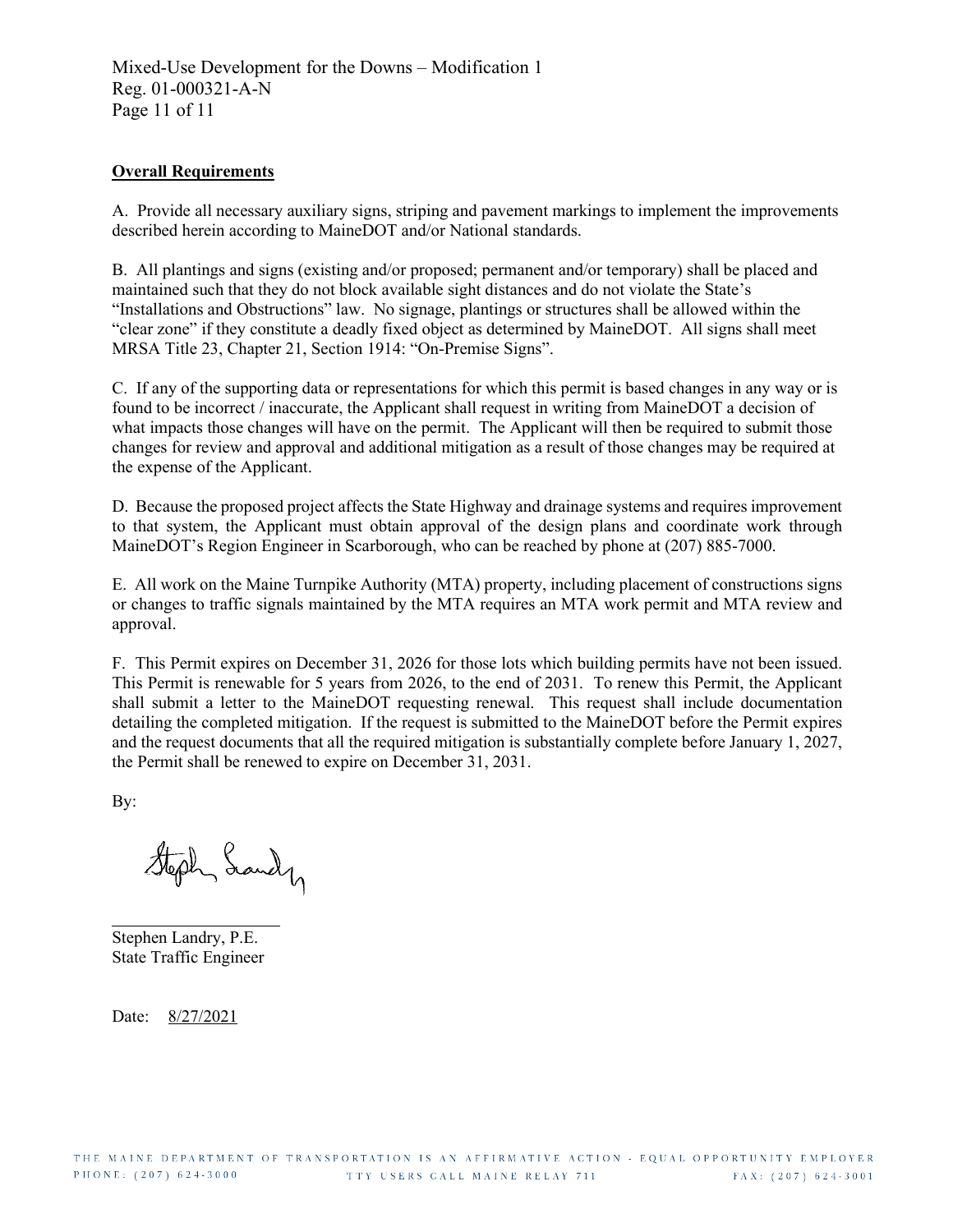## Overall Requirements

A. Provide all necessary auxiliary signs, striping and pavement markings to implement the improvements described herein according to MaineDOT and/or National standards.

B. All plantings and signs (existing and/or proposed; permanent and/or temporary) shall be placed and maintained such that they do not block available sight distances and do not violate the State's "Installations and Obstructions" law. No signage, plantings or structures shall be allowed within the "clear zone" if they constitute a deadly fixed object as determined by MaineDOT. All signs shall meet MRSA Title 23, Chapter 21, Section 1914: "On-Premise Signs".

C. If any of the supporting data or representations for which this permit is based changes in any way or is found to be incorrect / inaccurate, the Applicant shall request in writing from MaineDOT a decision of what impacts those changes will have on the permit. The Applicant will then be required to submit those changes for review and approval and additional mitigation as a result of those changes may be required at the expense of the Applicant.

D. Because the proposed project affects the State Highway and drainage systems and requires improvement to that system, the Applicant must obtain approval of the design plans and coordinate work through MaineDOT's Region Engineer in Scarborough, who can be reached by phone at (207) 885-7000.

E. All work on the Maine Turnpike Authority (MTA) property, including placement of constructions signs or changes to traffic signals maintained by the MTA requires an MTA work permit and MTA review and approval.

F. This Permit expires on December 31, 2026 for those lots which building permits have not been issued. This Permit is renewable for 5 years from 2026, to the end of 2031. To renew this Permit, the Applicant shall submit a letter to the MaineDOT requesting renewal. This request shall include documentation detailing the completed mitigation. If the request is submitted to the MaineDOT before the Permit expires and the request documents that all the required mitigation is substantially complete before January 1, 2027, the Permit shall be renewed to expire on December 31, 2031.

By:

Stephen Landry, P.E.
State Traffic Engineer

Date: 8/27/2021

THE MAINE DEPARTMENT OF TRANSPORTATION IS AN AFFIRMATIVE ACTION - EQUAL OPPORTUNITY EMPLOYER
PHONE: (207) 624-3000 TTY USERS CALL MAINE RELAY 711 FAX: (207) 624-3001